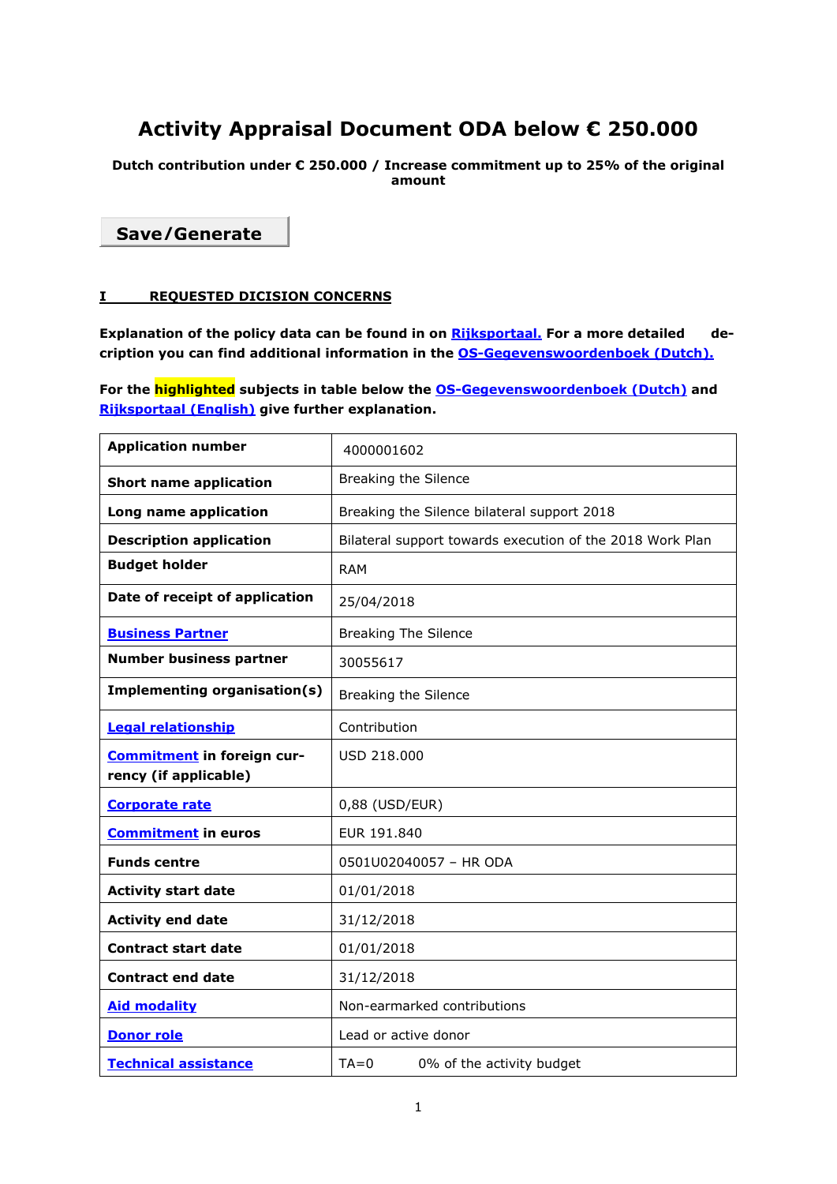# Activity Appraisal Document ODA below € 250.000

**Dutch contribution under € 250.000 / Increase commitment up to 25% of the original amount**

Save/Generate

## I REQUESTED DICISION CONCERNS

**Explanation of the policy data can be found in on Rijksportaal. For a more detailed de-cription you can find additional information in the OS-Gegevenswoordenboek (Dutch).**

**For the highlighted subjects in table below the OS-Gegevenswoordenboek (Dutch) and Rijksportaal (English) give further explanation.**

| | |
|---|---|
| **Application number** | 4000001602 |
| **Short name application** | Breaking the Silence |
| **Long name application** | Breaking the Silence bilateral support 2018 |
| **Description application** | Bilateral support towards execution of the 2018 Work Plan |
| **Budget holder** | RAM |
| **Date of receipt of application** | 25/04/2018 |
| **Business Partner** | Breaking The Silence |
| **Number business partner** | 30055617 |
| **Implementing organisation(s)** | Breaking the Silence |
| **Legal relationship** | Contribution |
| **Commitment in foreign currency (if applicable)** | USD 218.000 |
| **Corporate rate** | 0,88 (USD/EUR) |
| **Commitment in euros** | EUR 191.840 |
| **Funds centre** | 0501U02040057 – HR ODA |
| **Activity start date** | 01/01/2018 |
| **Activity end date** | 31/12/2018 |
| **Contract start date** | 01/01/2018 |
| **Contract end date** | 31/12/2018 |
| **Aid modality** | Non-earmarked contributions |
| **Donor role** | Lead or active donor |
| **Technical assistance** | TA=0 0% of the activity budget |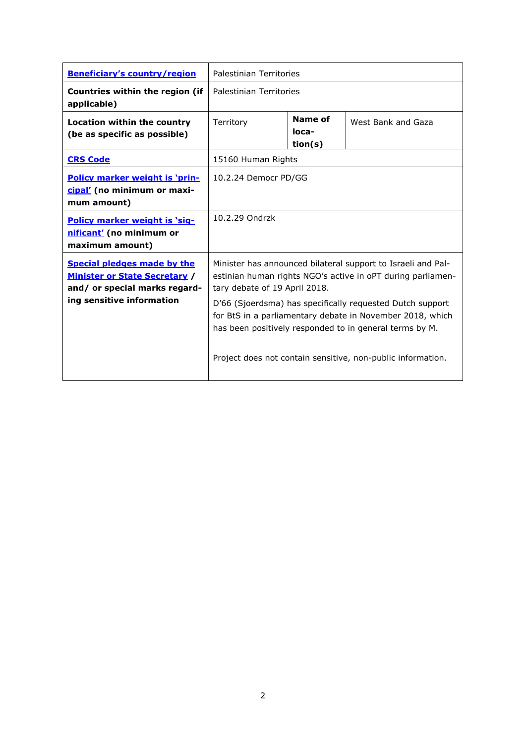| Beneficiary's country/region | Palestinian Territories | | |
|---|---|---|---|
| **Countries within the region (if applicable)** | Palestinian Territories | | |
| **Location within the country (be as specific as possible)** | Territory | **Name of location(s)** | West Bank and Gaza |
| **CRS Code** | 15160 Human Rights | | |
| **Policy marker weight is 'principal' (no minimum or maximum amount)** | 10.2.24 Democr PD/GG | | |
| **Policy marker weight is 'significant' (no minimum or maximum amount)** | 10.2.29 Ondrzk | | |
| **Special pledges made by the Minister or State Secretary / and/ or special marks regarding sensitive information** | Minister has announced bilateral support to Israeli and Palestinian human rights NGO's active in oPT during parliamentary debate of 19 April 2018.<br><br>D'66 (Sjoerdsma) has specifically requested Dutch support for BtS in a parliamentary debate in November 2018, which has been positively responded to in general terms by M.<br><br>Project does not contain sensitive, non-public information. | | |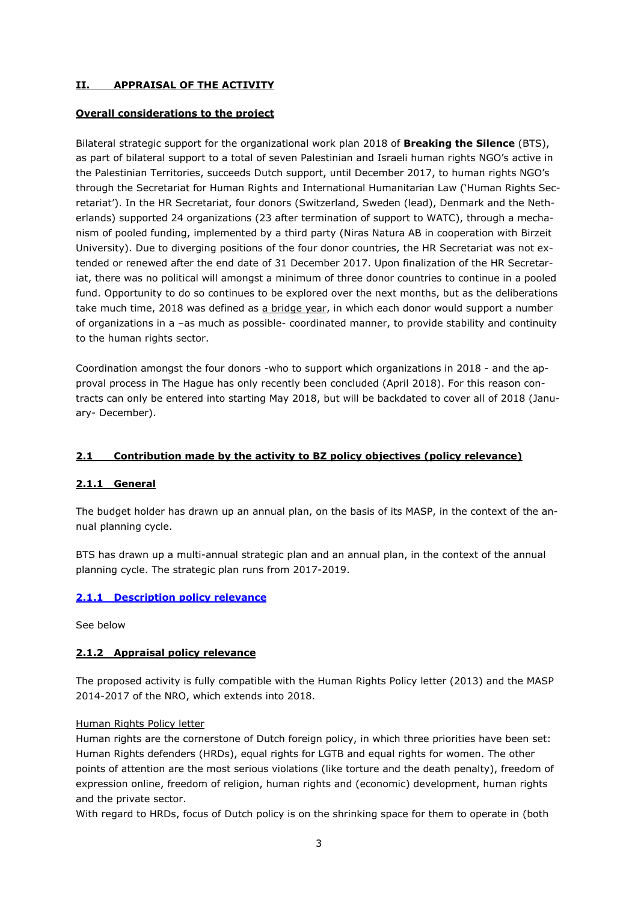## II. APPRAISAL OF THE ACTIVITY

**Overall considerations to the project**

Bilateral strategic support for the organizational work plan 2018 of **Breaking the Silence** (BTS), as part of bilateral support to a total of seven Palestinian and Israeli human rights NGO's active in the Palestinian Territories, succeeds Dutch support, until December 2017, to human rights NGO's through the Secretariat for Human Rights and International Humanitarian Law ('Human Rights Secretariat'). In the HR Secretariat, four donors (Switzerland, Sweden (lead), Denmark and the Netherlands) supported 24 organizations (23 after termination of support to WATC), through a mechanism of pooled funding, implemented by a third party (Niras Natura AB in cooperation with Birzeit University). Due to diverging positions of the four donor countries, the HR Secretariat was not extended or renewed after the end date of 31 December 2017. Upon finalization of the HR Secretariat, there was no political will amongst a minimum of three donor countries to continue in a pooled fund. Opportunity to do so continues to be explored over the next months, but as the deliberations take much time, 2018 was defined as a bridge year, in which each donor would support a number of organizations in a –as much as possible- coordinated manner, to provide stability and continuity to the human rights sector.

Coordination amongst the four donors -who to support which organizations in 2018 - and the approval process in The Hague has only recently been concluded (April 2018). For this reason contracts can only be entered into starting May 2018, but will be backdated to cover all of 2018 (January- December).

### 2.1 Contribution made by the activity to BZ policy objectives (policy relevance)

#### 2.1.1 General

The budget holder has drawn up an annual plan, on the basis of its MASP, in the context of the annual planning cycle.

BTS has drawn up a multi-annual strategic plan and an annual plan, in the context of the annual planning cycle. The strategic plan runs from 2017-2019.

#### 2.1.1 Description policy relevance

See below

#### 2.1.2 Appraisal policy relevance

The proposed activity is fully compatible with the Human Rights Policy letter (2013) and the MASP 2014-2017 of the NRO, which extends into 2018.

Human Rights Policy letter

Human rights are the cornerstone of Dutch foreign policy, in which three priorities have been set: Human Rights defenders (HRDs), equal rights for LGTB and equal rights for women. The other points of attention are the most serious violations (like torture and the death penalty), freedom of expression online, freedom of religion, human rights and (economic) development, human rights and the private sector.

With regard to HRDs, focus of Dutch policy is on the shrinking space for them to operate in (both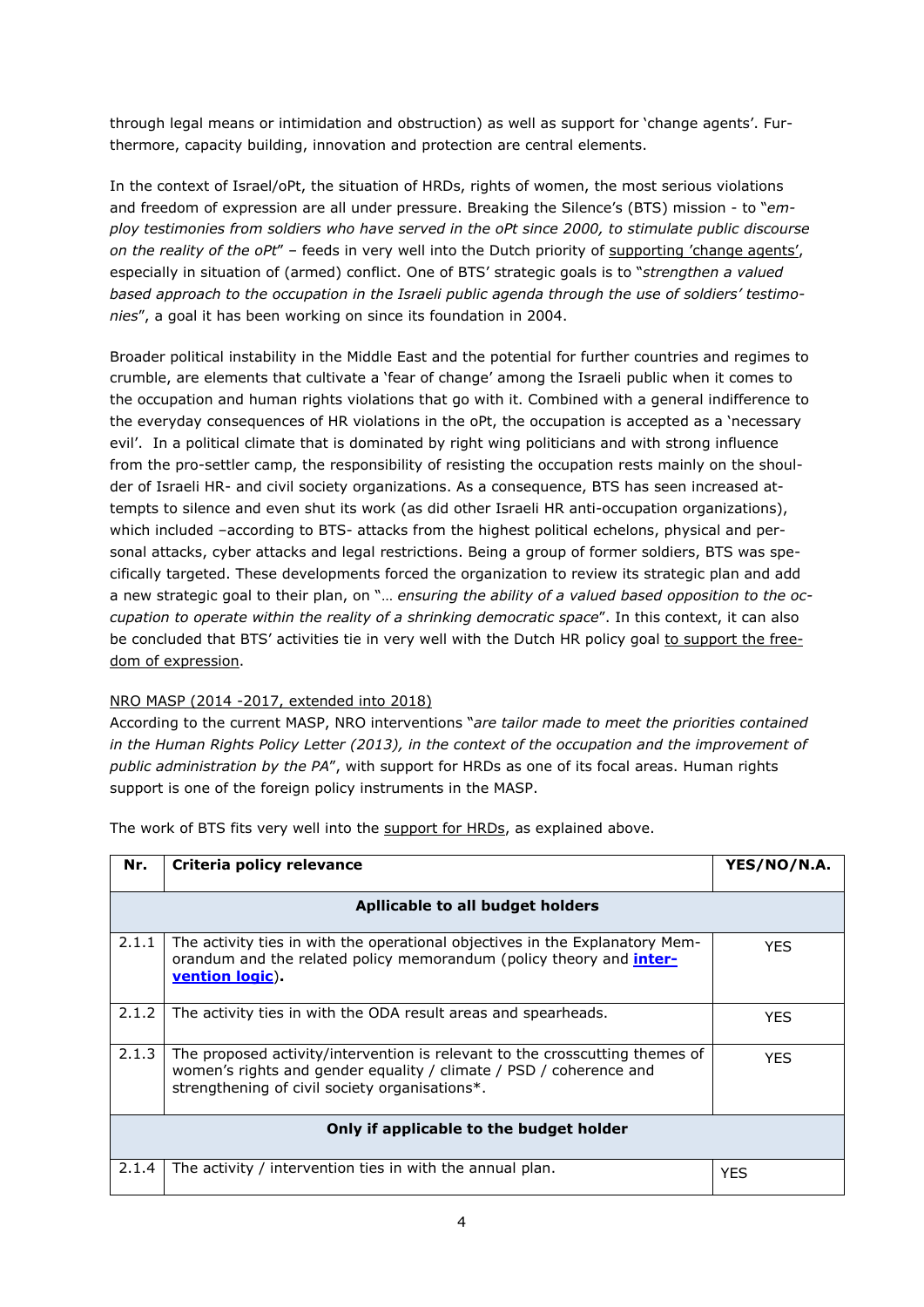through legal means or intimidation and obstruction) as well as support for 'change agents'. Furthermore, capacity building, innovation and protection are central elements.

In the context of Israel/oPt, the situation of HRDs, rights of women, the most serious violations and freedom of expression are all under pressure. Breaking the Silence's (BTS) mission - to "*employ testimonies from soldiers who have served in the oPt since 2000, to stimulate public discourse on the reality of the oPt*" – feeds in very well into the Dutch priority of supporting 'change agents', especially in situation of (armed) conflict. One of BTS' strategic goals is to "*strengthen a valued based approach to the occupation in the Israeli public agenda through the use of soldiers' testimonies*", a goal it has been working on since its foundation in 2004.

Broader political instability in the Middle East and the potential for further countries and regimes to crumble, are elements that cultivate a 'fear of change' among the Israeli public when it comes to the occupation and human rights violations that go with it. Combined with a general indifference to the everyday consequences of HR violations in the oPt, the occupation is accepted as a 'necessary evil'. In a political climate that is dominated by right wing politicians and with strong influence from the pro-settler camp, the responsibility of resisting the occupation rests mainly on the shoulder of Israeli HR- and civil society organizations. As a consequence, BTS has seen increased attempts to silence and even shut its work (as did other Israeli HR anti-occupation organizations), which included –according to BTS- attacks from the highest political echelons, physical and personal attacks, cyber attacks and legal restrictions. Being a group of former soldiers, BTS was specifically targeted. These developments forced the organization to review its strategic plan and add a new strategic goal to their plan, on "*… ensuring the ability of a valued based opposition to the occupation to operate within the reality of a shrinking democratic space*". In this context, it can also be concluded that BTS' activities tie in very well with the Dutch HR policy goal to support the freedom of expression.

NRO MASP (2014 -2017, extended into 2018)

According to the current MASP, NRO interventions "*are tailor made to meet the priorities contained in the Human Rights Policy Letter (2013), in the context of the occupation and the improvement of public administration by the PA*", with support for HRDs as one of its focal areas. Human rights support is one of the foreign policy instruments in the MASP.

The work of BTS fits very well into the support for HRDs, as explained above.

| Nr. | Criteria policy relevance | YES/NO/N.A. |
|---|---|---|
| | **Apllicable to all budget holders** | |
| 2.1.1 | The activity ties in with the operational objectives in the Explanatory Memorandum and the related policy memorandum (policy theory and **intervention logic**). | YES |
| 2.1.2 | The activity ties in with the ODA result areas and spearheads. | YES |
| 2.1.3 | The proposed activity/intervention is relevant to the crosscutting themes of women's rights and gender equality / climate / PSD / coherence and strengthening of civil society organisations*. | YES |
| | **Only if applicable to the budget holder** | |
| 2.1.4 | The activity / intervention ties in with the annual plan. | YES |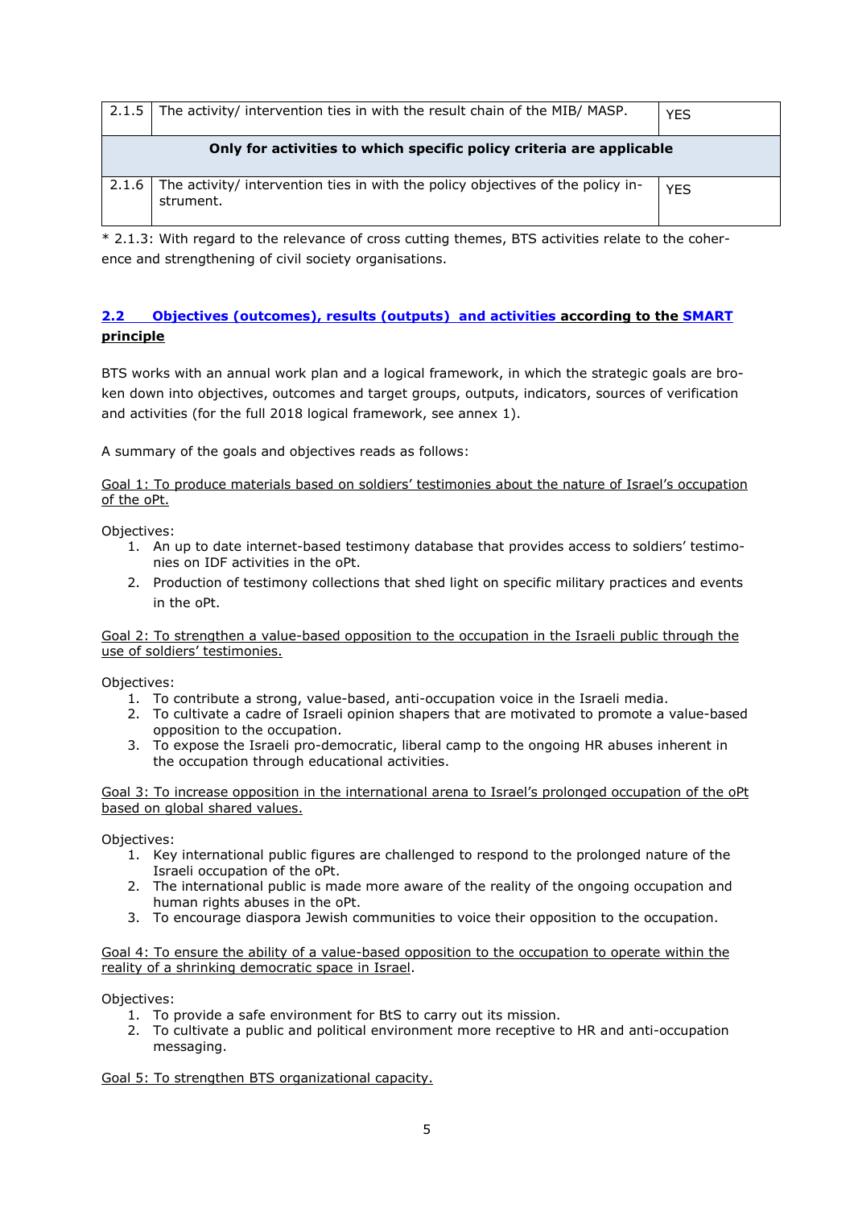| 2.1.5 | The activity/ intervention ties in with the result chain of the MIB/ MASP. | YES |
|---|---|---|
| **Only for activities to which specific policy criteria are applicable** | | |
| 2.1.6 | The activity/ intervention ties in with the policy objectives of the policy instrument. | YES |

* 2.1.3: With regard to the relevance of cross cutting themes, BTS activities relate to the coherence and strengthening of civil society organisations.

## 2.2 Objectives (outcomes), results (outputs) and activities according to the SMART principle

BTS works with an annual work plan and a logical framework, in which the strategic goals are broken down into objectives, outcomes and target groups, outputs, indicators, sources of verification and activities (for the full 2018 logical framework, see annex 1).

A summary of the goals and objectives reads as follows:

Goal 1: To produce materials based on soldiers' testimonies about the nature of Israel's occupation of the oPt.

Objectives:

1. An up to date internet-based testimony database that provides access to soldiers' testimonies on IDF activities in the oPt.
2. Production of testimony collections that shed light on specific military practices and events in the oPt.

Goal 2: To strengthen a value-based opposition to the occupation in the Israeli public through the use of soldiers' testimonies.

Objectives:

1. To contribute a strong, value-based, anti-occupation voice in the Israeli media.
2. To cultivate a cadre of Israeli opinion shapers that are motivated to promote a value-based opposition to the occupation.
3. To expose the Israeli pro-democratic, liberal camp to the ongoing HR abuses inherent in the occupation through educational activities.

Goal 3: To increase opposition in the international arena to Israel's prolonged occupation of the oPt based on global shared values.

Objectives:

1. Key international public figures are challenged to respond to the prolonged nature of the Israeli occupation of the oPt.
2. The international public is made more aware of the reality of the ongoing occupation and human rights abuses in the oPt.
3. To encourage diaspora Jewish communities to voice their opposition to the occupation.

Goal 4: To ensure the ability of a value-based opposition to the occupation to operate within the reality of a shrinking democratic space in Israel.

Objectives:

1. To provide a safe environment for BtS to carry out its mission.
2. To cultivate a public and political environment more receptive to HR and anti-occupation messaging.

Goal 5: To strengthen BTS organizational capacity.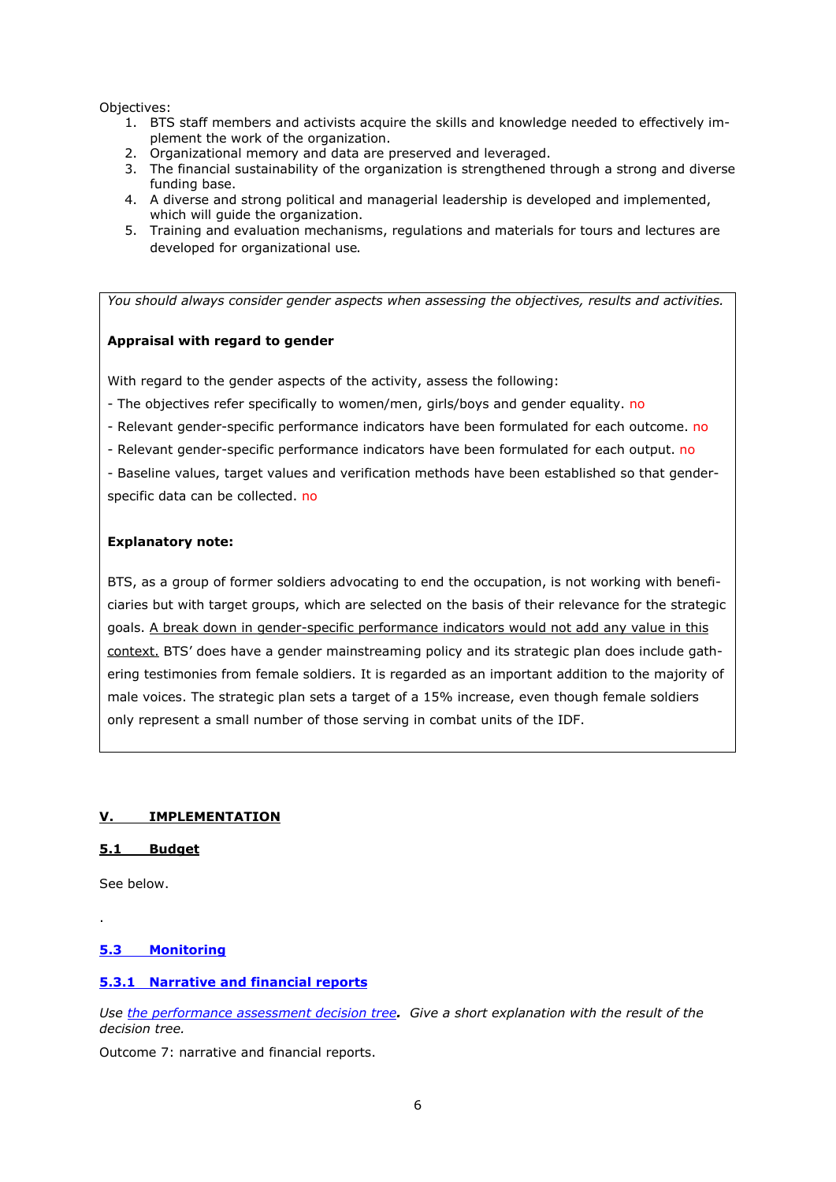Objectives:

1. BTS staff members and activists acquire the skills and knowledge needed to effectively implement the work of the organization.
2. Organizational memory and data are preserved and leveraged.
3. The financial sustainability of the organization is strengthened through a strong and diverse funding base.
4. A diverse and strong political and managerial leadership is developed and implemented, which will guide the organization.
5. Training and evaluation mechanisms, regulations and materials for tours and lectures are developed for organizational use.

*You should always consider gender aspects when assessing the objectives, results and activities.*

**Appraisal with regard to gender**

With regard to the gender aspects of the activity, assess the following:

- The objectives refer specifically to women/men, girls/boys and gender equality. no
- Relevant gender-specific performance indicators have been formulated for each outcome. no
- Relevant gender-specific performance indicators have been formulated for each output. no
- Baseline values, target values and verification methods have been established so that gender-specific data can be collected. no

**Explanatory note:**

BTS, as a group of former soldiers advocating to end the occupation, is not working with beneficiaries but with target groups, which are selected on the basis of their relevance for the strategic goals. A break down in gender-specific performance indicators would not add any value in this context. BTS' does have a gender mainstreaming policy and its strategic plan does include gathering testimonies from female soldiers. It is regarded as an important addition to the majority of male voices. The strategic plan sets a target of a 15% increase, even though female soldiers only represent a small number of those serving in combat units of the IDF.

## V. IMPLEMENTATION

### 5.1 Budget

See below.

.

### 5.3 Monitoring

#### 5.3.1 Narrative and financial reports

*Use the performance assessment decision tree. Give a short explanation with the result of the decision tree.*

Outcome 7: narrative and financial reports.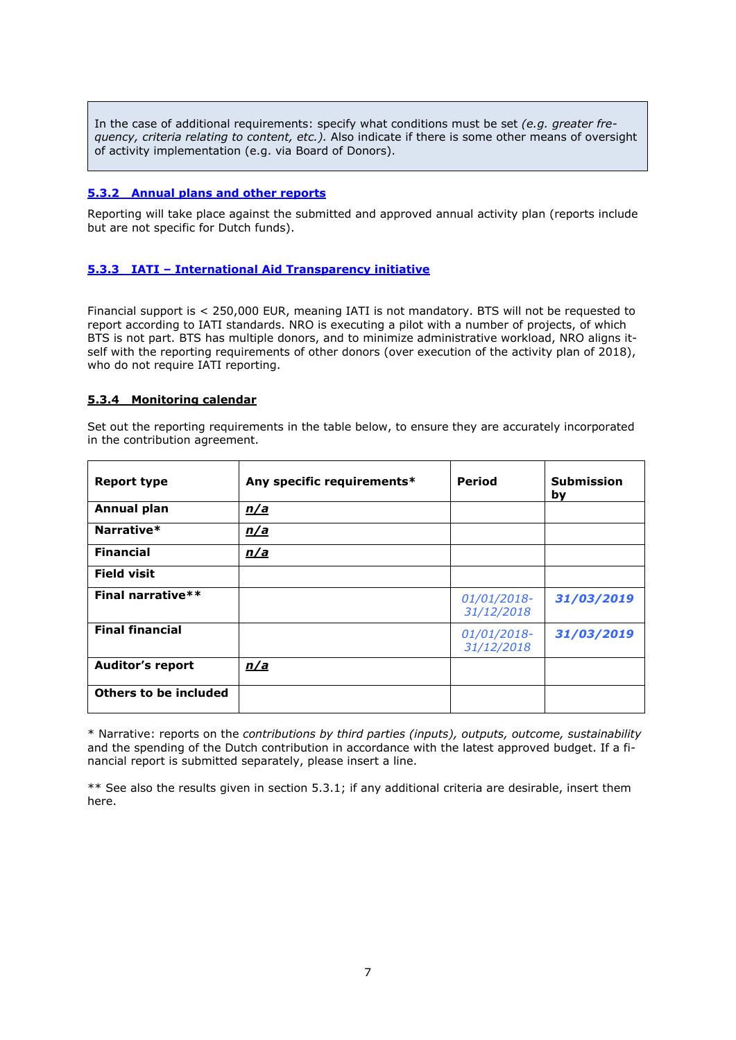In the case of additional requirements: specify what conditions must be set *(e.g. greater frequency, criteria relating to content, etc.).* Also indicate if there is some other means of oversight of activity implementation (e.g. via Board of Donors).

#### 5.3.2 Annual plans and other reports

Reporting will take place against the submitted and approved annual activity plan (reports include but are not specific for Dutch funds).

#### 5.3.3 IATI – International Aid Transparency initiative

Financial support is < 250,000 EUR, meaning IATI is not mandatory. BTS will not be requested to report according to IATI standards. NRO is executing a pilot with a number of projects, of which BTS is not part. BTS has multiple donors, and to minimize administrative workload, NRO aligns itself with the reporting requirements of other donors (over execution of the activity plan of 2018), who do not require IATI reporting.

#### 5.3.4 Monitoring calendar

Set out the reporting requirements in the table below, to ensure they are accurately incorporated in the contribution agreement.

| Report type | Any specific requirements* | Period | Submission by |
|---|---|---|---|
| **Annual plan** | ***n/a*** | | |
| **Narrative*** | ***n/a*** | | |
| **Financial** | ***n/a*** | | |
| **Field visit** | | | |
| **Final narrative**** | | *01/01/2018-31/12/2018* | ***31/03/2019*** |
| **Final financial** | | *01/01/2018-31/12/2018* | ***31/03/2019*** |
| **Auditor's report** | ***n/a*** | | |
| **Others to be included** | | | |

* Narrative: reports on the *contributions by third parties (inputs), outputs, outcome, sustainability* and the spending of the Dutch contribution in accordance with the latest approved budget. If a financial report is submitted separately, please insert a line.

** See also the results given in section 5.3.1; if any additional criteria are desirable, insert them here.